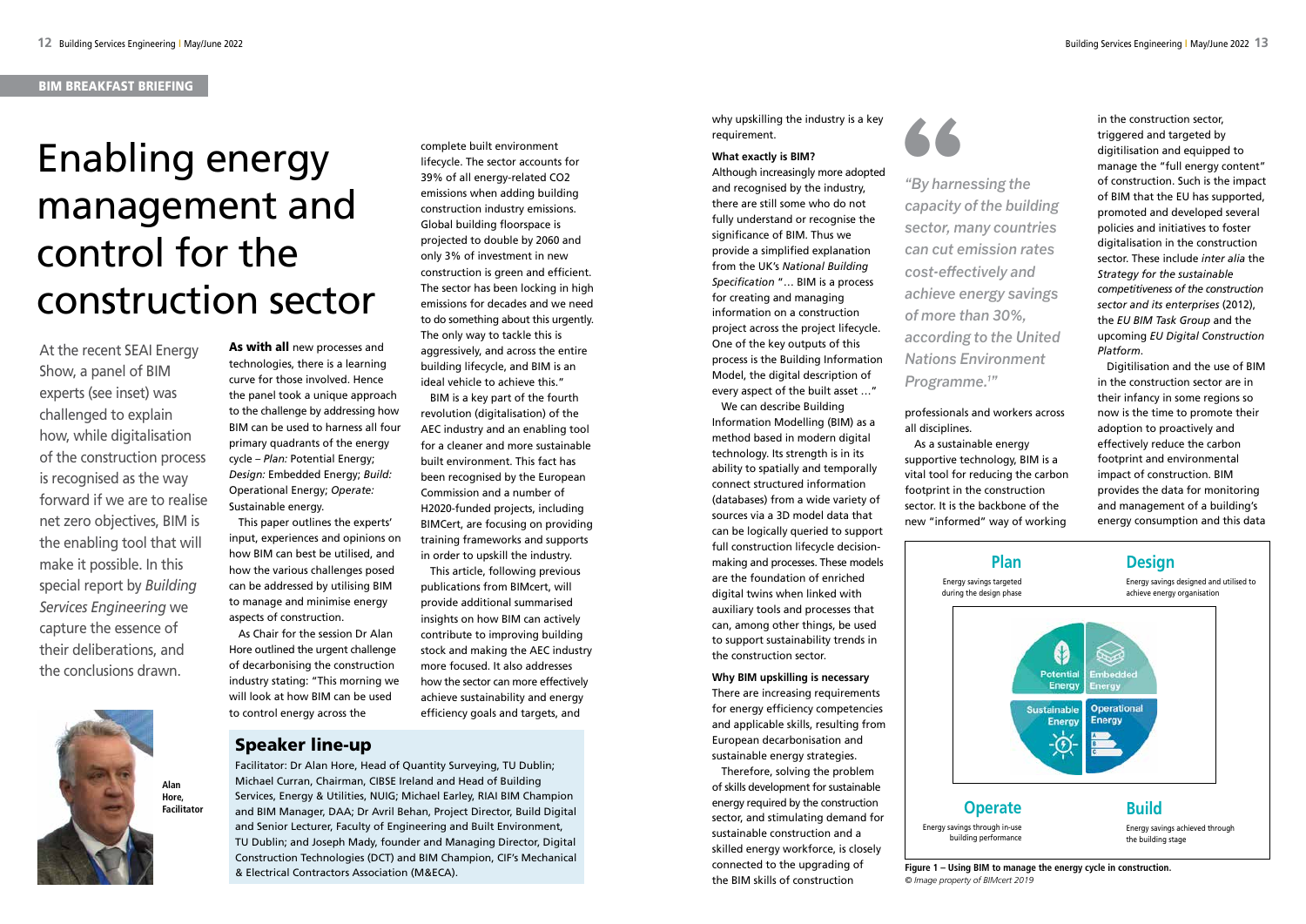BIM BREAKFAST BRIEFING

# Enabling energy management and control for the construction sector

At the recent SEAI Energy Show, a panel of BIM experts (see inset) was challenged to explain how, while digitalisation of the construction process is recognised as the way forward if we are to realise net zero objectives, BIM is the enabling tool that will make it possible. In this special report by *Building Services Engineering* we capture the essence of their deliberations, and the conclusions drawn.

Alan Hore, Facilitator

**As with all** new processes and technologies, there is a learning curve for those involved. Hence the panel took a unique approach to the challenge by addressing how BIM can be used to harness all four primary quadrants of the energy cycle – *Plan:* Potential Energy; *Design:* Embedded Energy; *Build:* Operational Energy; *Operate:* Sustainable energy.

This paper outlines the experts' input, experiences and opinions on how BIM can best be utilised, and how the various challenges posed can be addressed by utilising BIM to manage and minimise energy aspects of construction.

As Chair for the session Dr Alan Hore outlined the urgent challenge of decarbonising the construction industry stating: "This morning we will look at how BIM can be used to control energy across the complete built environment lifecycle. The sector accounts for 39% of all energy-related CO2 emissions when adding building construction industry emissions. Global building floorspace is projected to double by 2060 and only 3% of investment in new construction is green and efficient. The sector has been locking in high emissions for decades and we need to do something about this urgently. The only way to tackle this is aggressively, and across the entire building lifecycle, and BIM is an ideal vehicle to achieve this."

BIM is a key part of the fourth revolution (digitalisation) of the AEC industry and an enabling tool for a cleaner and more sustainable built environment. This fact has been recognised by the European Commission and a number of H2020-funded projects, including BIMCert, are focusing on providing training frameworks and supports in order to upskill the industry.

This article, following previous publications from BIMcert, will provide additional summarised insights on how BIM can actively contribute to improving building stock and making the AEC industry more focused. It also addresses how the sector can more effectively achieve sustainability and energy efficiency goals and targets, and why upskilling the industry is a key requirement.

## Speaker line-up

Facilitator: Dr Alan Hore, Head of Quantity Surveying, TU Dublin; Michael Curran, Chairman, CIBSE Ireland and Head of Building Services, Energy & Utilities, NUIG; Michael Earley, RIAI BIM Champion and BIM Manager, DAA; Dr Avril Behan, Project Director, Build Digital and Senior Lecturer, Faculty of Engineering and Built Environment, TU Dublin; and Joseph Mady, founder and Managing Director, Digital Construction Technologies (DCT) and BIM Champion, CIF's Mechanical & Electrical Contractors Association (M&ECA).

**What exactly is BIM?**

Although increasingly more adopted and recognised by the industry, there are still some who do not fully understand or recognise the significance of BIM. Thus we provide a simplified explanation from the UK's *National Building Specification* "… BIM is a process for creating and managing information on a construction project across the project lifecycle. One of the key outputs of this process is the Building Information Model, the digital description of every aspect of the built asset …"

We can describe Building Information Modelling (BIM) as a method based in modern digital technology. Its strength is in its ability to spatially and temporally connect structured information (databases) from a wide variety of sources via a 3D model data that can be logically queried to support full construction lifecycle decision-making and processes. These models are the foundation of enriched digital twins when linked with auxiliary tools and processes that can, among other things, be used to support sustainability trends in the construction sector.

**Why BIM upskilling is necessary**

There are increasing requirements for energy efficiency competencies and applicable skills, resulting from European decarbonisation and sustainable energy strategies.

Therefore, solving the problem of skills development for sustainable energy required by the construction sector, and stimulating demand for sustainable construction and a skilled energy workforce, is closely connected to the upgrading of the BIM skills of construction professionals and workers across all disciplines.

*"By harnessing the capacity of the building sector, many countries can cut emission rates cost-effectively and achieve energy savings of more than 30%, according to the United Nations Environment Programme.[1]"*

As a sustainable energy supportive technology, BIM is a vital tool for reducing the carbon footprint in the construction sector. It is the backbone of the new "informed" way of working in the construction sector, triggered and targeted by digitilisation and equipped to manage the "full energy content" of construction. Such is the impact of BIM that the EU has supported, promoted and developed several policies and initiatives to foster digitalisation in the construction sector. These include *inter alia* the *Strategy for the sustainable competitiveness of the construction sector and its enterprises* (2012), the *EU BIM Task Group* and the upcoming *EU Digital Construction Platform*.

Digitilisation and the use of BIM in the construction sector are in their infancy in some regions so now is the time to promote their adoption to proactively and effectively reduce the carbon footprint and environmental impact of construction. BIM provides the data for monitoring and management of a building's energy consumption and this data

**Plan** – Energy savings targeted during the design phase

**Design** – Energy savings designed and utilised to achieve energy organisation

Potential Energy | Embedded Energy | Sustainable Energy | Operational Energy

**Operate** – Energy savings through in-use building performance

**Build** – Energy savings achieved through the building stage

**Figure 1 – Using BIM to manage the energy cycle in construction.**
*© Image property of BIMcert 2019*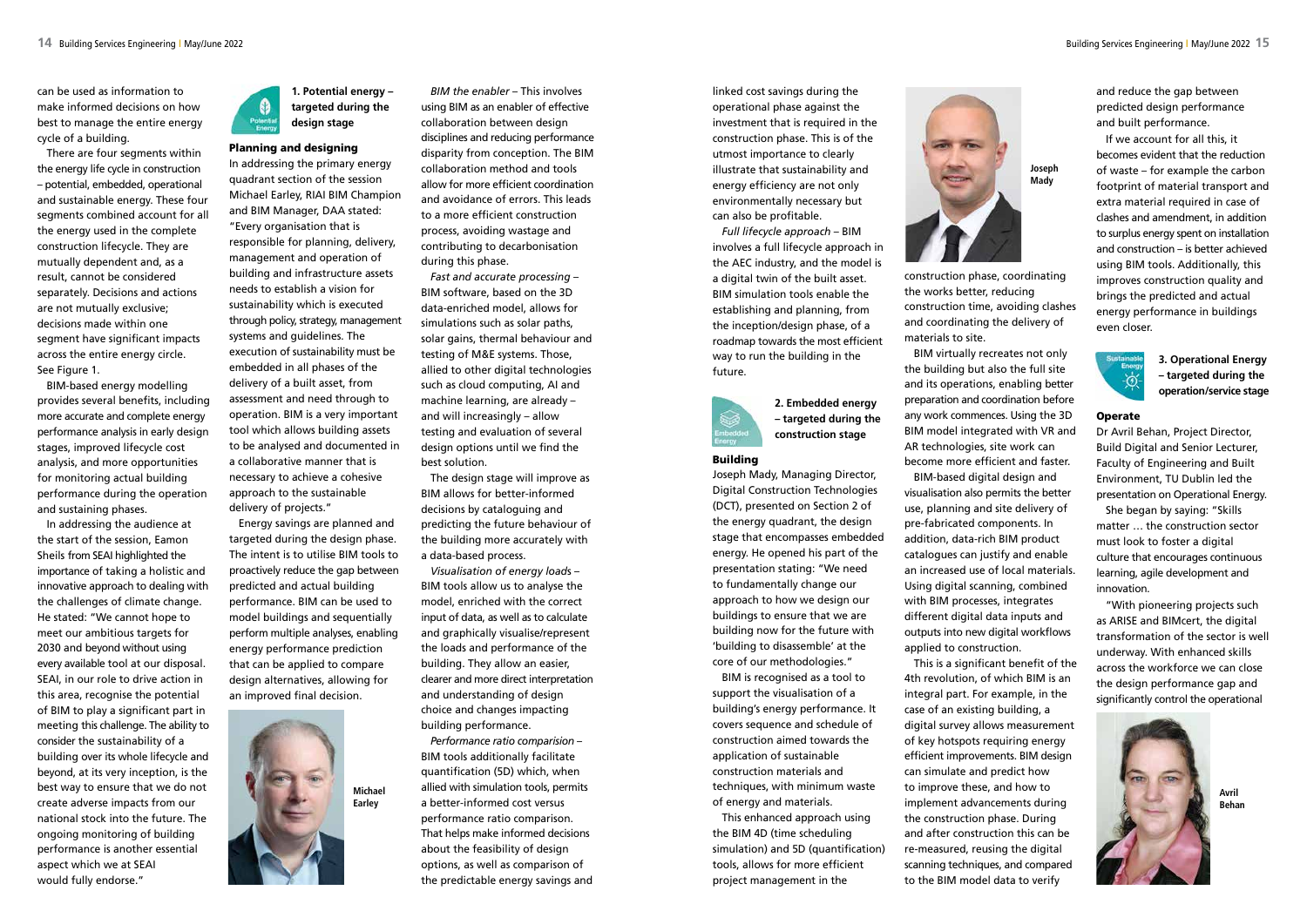can be used as information to make informed decisions on how best to manage the entire energy cycle of a building.

There are four segments within the energy life cycle in construction – potential, embedded, operational and sustainable energy. These four segments combined account for all the energy used in the complete construction lifecycle. They are mutually dependent and, as a result, cannot be considered separately. Decisions and actions are not mutually exclusive; decisions made within one segment have significant impacts across the entire energy circle. See Figure 1.

BIM-based energy modelling provides several benefits, including more accurate and complete energy performance analysis in early design stages, improved lifecycle cost analysis, and more opportunities for monitoring actual building performance during the operation and sustaining phases.

In addressing the audience at the start of the session, Eamon Sheils from SEAI highlighted the importance of taking a holistic and innovative approach to dealing with the challenges of climate change. He stated: "We cannot hope to meet our ambitious targets for 2030 and beyond without using every available tool at our disposal. SEAI, in our role to drive action in this area, recognise the potential of BIM to play a significant part in meeting this challenge. The ability to consider the sustainability of a building over its whole lifecycle and beyond, at its very inception, is the best way to ensure that we do not create adverse impacts from our national stock into the future. The ongoing monitoring of building performance is another essential aspect which we at SEAI would fully endorse."

**1. Potential energy – targeted during the design stage**

### Planning and designing

In addressing the primary energy quadrant section of the session Michael Earley, RIAI BIM Champion and BIM Manager, DAA stated: "Every organisation that is responsible for planning, delivery, management and operation of building and infrastructure assets needs to establish a vision for sustainability which is executed through policy, strategy, management systems and guidelines. The execution of sustainability must be embedded in all phases of the delivery of a built asset, from assessment and need through to operation. BIM is a very important tool which allows building assets to be analysed and documented in a collaborative manner that is necessary to achieve a cohesive approach to the sustainable delivery of projects."

Energy savings are planned and targeted during the design phase. The intent is to utilise BIM tools to proactively reduce the gap between predicted and actual building performance. BIM can be used to model buildings and sequentially perform multiple analyses, enabling energy performance prediction that can be applied to compare design alternatives, allowing for an improved final decision.

Michael Earley

*BIM the enabler* – This involves using BIM as an enabler of effective collaboration between design disciplines and reducing performance disparity from conception. The BIM collaboration method and tools allow for more efficient coordination and avoidance of errors. This leads to a more efficient construction process, avoiding wastage and contributing to decarbonisation during this phase.

*Fast and accurate processing* – BIM software, based on the 3D data-enriched model, allows for simulations such as solar paths, solar gains, thermal behaviour and testing of M&E systems. Those, allied to other digital technologies such as cloud computing, AI and machine learning, are already – and will increasingly – allow testing and evaluation of several design options until we find the best solution.

The design stage will improve as BIM allows for better-informed decisions by cataloguing and predicting the future behaviour of the building more accurately with a data-based process.

*Visualisation of energy loads* – BIM tools allow us to analyse the model, enriched with the correct input of data, as well as to calculate and graphically visualise/represent the loads and performance of the building. They allow an easier, clearer and more direct interpretation and understanding of design choice and changes impacting building performance.

*Performance ratio comparision* – BIM tools additionally facilitate quantification (5D) which, when allied with simulation tools, permits a better-informed cost versus performance ratio comparison. That helps make informed decisions about the feasibility of design options, as well as comparison of the predictable energy savings and linked cost savings during the operational phase against the investment that is required in the construction phase. This is of the utmost importance to clearly illustrate that sustainability and energy efficiency are not only environmentally necessary but can also be profitable.

*Full lifecycle approach* – BIM involves a full lifecycle approach in the AEC industry, and the model is a digital twin of the built asset. BIM simulation tools enable the establishing and planning, from the inception/design phase, of a roadmap towards the most efficient way to run the building in the future.

**2. Embedded energy – targeted during the construction stage**

### Building

Joseph Mady, Managing Director, Digital Construction Technologies (DCT), presented on Section 2 of the energy quadrant, the design stage that encompasses embedded energy. He opened his part of the presentation stating: "We need to fundamentally change our approach to how we design our buildings to ensure that we are building now for the future with 'building to disassemble' at the core of our methodologies."

BIM is recognised as a tool to support the visualisation of a building's energy performance. It covers sequence and schedule of construction aimed towards the application of sustainable construction materials and techniques, with minimum waste of energy and materials.

This enhanced approach using the BIM 4D (time scheduling simulation) and 5D (quantification) tools, allows for more efficient project management in the construction phase, coordinating the works better, reducing construction time, avoiding clashes and coordinating the delivery of materials to site.

Joseph Mady

BIM virtually recreates not only the building but also the full site and its operations, enabling better preparation and coordination before any work commences. Using the 3D BIM model integrated with VR and AR technologies, site work can become more efficient and faster.

BIM-based digital design and visualisation also permits the better use, planning and site delivery of pre-fabricated components. In addition, data-rich BIM product catalogues can justify and enable an increased use of local materials. Using digital scanning, combined with BIM processes, integrates different digital data inputs and outputs into new digital workflows applied to construction.

This is a significant benefit of the 4th revolution, of which BIM is an integral part. For example, in the case of an existing building, a digital survey allows measurement of key hotspots requiring energy efficient improvements. BIM design can simulate and predict how to improve these, and how to implement advancements during the construction phase. During and after construction this can be re-measured, reusing the digital scanning techniques, and compared to the BIM model data to verify and reduce the gap between predicted design performance and built performance.

If we account for all this, it becomes evident that the reduction of waste – for example the carbon footprint of material transport and extra material required in case of clashes and amendment, in addition to surplus energy spent on installation and construction – is better achieved using BIM tools. Additionally, this improves construction quality and brings the predicted and actual energy performance in buildings even closer.

**3. Operational Energy – targeted during the operation/service stage**

### Operate

Dr Avril Behan, Project Director, Build Digital and Senior Lecturer, Faculty of Engineering and Built Environment, TU Dublin led the presentation on Operational Energy.

She began by saying: "Skills matter … the construction sector must look to foster a digital culture that encourages continuous learning, agile development and innovation.

"With pioneering projects such as ARISE and BIMcert, the digital transformation of the sector is well underway. With enhanced skills across the workforce we can close the design performance gap and significantly control the operational

Avril Behan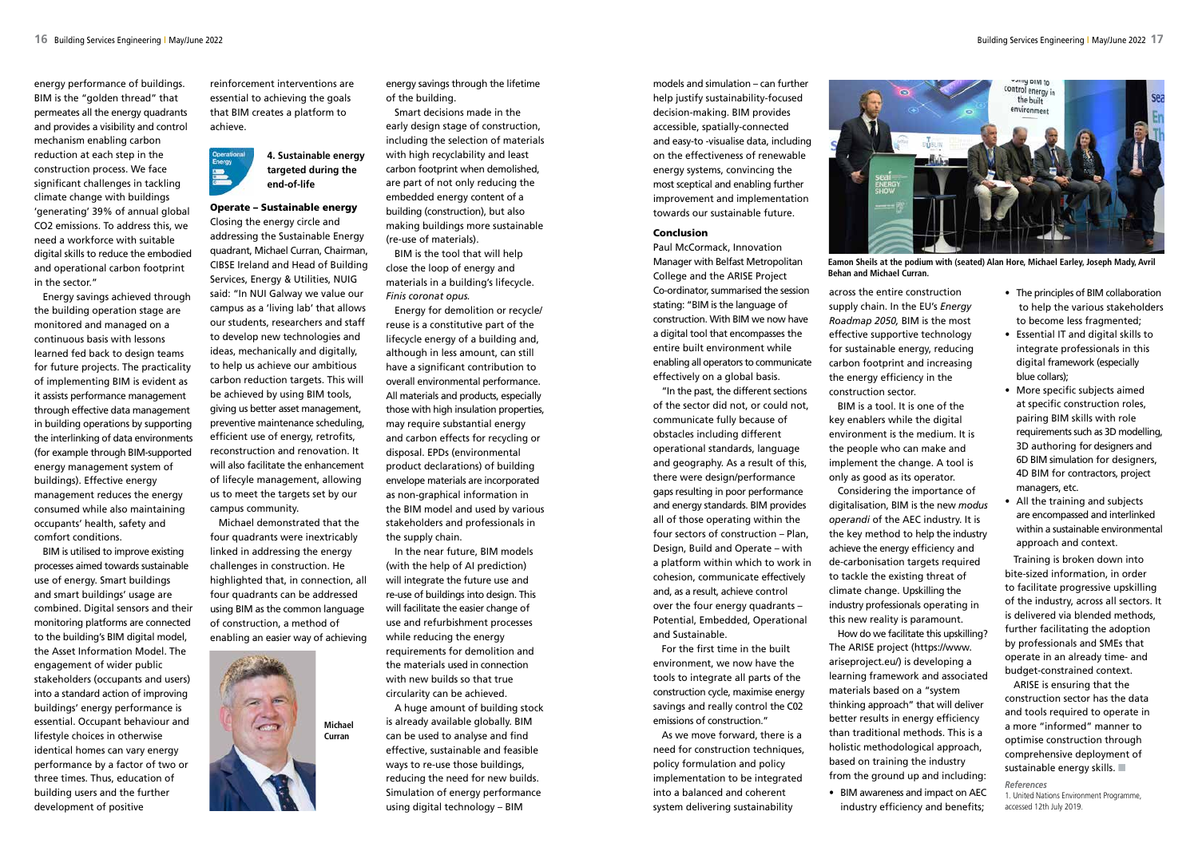energy performance of buildings. BIM is the "golden thread" that permeates all the energy quadrants and provides a visibility and control mechanism enabling carbon reduction at each step in the construction process. We face significant challenges in tackling climate change with buildings 'generating' 39% of annual global CO2 emissions. To address this, we need a workforce with suitable digital skills to reduce the embodied and operational carbon footprint in the sector."

Energy savings achieved through the building operation stage are monitored and managed on a continuous basis with lessons learned fed back to design teams for future projects. The practicality of implementing BIM is evident as it assists performance management through effective data management in building operations by supporting the interlinking of data environments (for example through BIM-supported energy management system of buildings). Effective energy management reduces the energy consumed while also maintaining occupants' health, safety and comfort conditions.

BIM is utilised to improve existing processes aimed towards sustainable use of energy. Smart buildings and smart buildings' usage are combined. Digital sensors and their monitoring platforms are connected to the building's BIM digital model, the Asset Information Model. The engagement of wider public stakeholders (occupants and users) into a standard action of improving buildings' energy performance is essential. Occupant behaviour and lifestyle choices in otherwise identical homes can vary energy performance by a factor of two or three times. Thus, education of building users and the further development of positive reinforcement interventions are essential to achieving the goals that BIM creates a platform to achieve.

**4. Sustainable energy targeted during the end-of-life**

### Operate – Sustainable energy

Closing the energy circle and addressing the Sustainable Energy quadrant, Michael Curran, Chairman, CIBSE Ireland and Head of Building Services, Energy & Utilities, NUIG said: "In NUI Galway we value our campus as a 'living lab' that allows our students, researchers and staff to develop new technologies and ideas, mechanically and digitally, to help us achieve our ambitious carbon reduction targets. This will be achieved by using BIM tools, giving us better asset management, preventive maintenance scheduling, efficient use of energy, retrofits, reconstruction and renovation. It will also facilitate the enhancement of lifecycle management, allowing us to meet the targets set by our campus community.

Michael demonstrated that the four quadrants were inextricably linked in addressing the energy challenges in construction. He highlighted that, in connection, all four quadrants can be addressed using BIM as the common language of construction, a method of enabling an easier way of achieving energy savings through the lifetime of the building.

Michael Curran

Smart decisions made in the early design stage of construction, including the selection of materials with high recyclability and least carbon footprint when demolished, are part of not only reducing the embodied energy content of a building (construction), but also making buildings more sustainable (re-use of materials).

BIM is the tool that will help close the loop of energy and materials in a building's lifecycle. *Finis coronat opus.*

Energy for demolition or recycle/reuse is a constitutive part of the lifecycle energy of a building and, although in less amount, can still have a significant contribution to overall environmental performance. All materials and products, especially those with high insulation properties, may require substantial energy and carbon effects for recycling or disposal. EPDs (environmental product declarations) of building envelope materials are incorporated as non-graphical information in the BIM model and used by various stakeholders and professionals in the supply chain.

In the near future, BIM models (with the help of AI prediction) will integrate the future use and re-use of buildings into design. This will facilitate the easier change of use and refurbishment processes while reducing the energy requirements for demolition and the materials used in connection with new builds so that true circularity can be achieved.

A huge amount of building stock is already available globally. BIM can be used to analyse and find effective, sustainable and feasible ways to re-use those buildings, reducing the need for new builds. Simulation of energy performance using digital technology – BIM models and simulation – can further help justify sustainability-focused decision-making. BIM provides accessible, spatially-connected and easy-to -visualise data, including on the effectiveness of renewable energy systems, convincing the most sceptical and enabling further improvement and implementation towards our sustainable future.

### Conclusion

Paul McCormack, Innovation Manager with Belfast Metropolitan College and the ARISE Project Co-ordinator, summarised the session stating: "BIM is the language of construction. With BIM we now have a digital tool that encompasses the entire built environment while enabling all operators to communicate effectively on a global basis.

"In the past, the different sections of the sector did not, or could not, communicate fully because of obstacles including different operational standards, language and geography. As a result of this, there were design/performance gaps resulting in poor performance and energy standards. BIM provides all of those operating within the four sectors of construction – Plan, Design, Build and Operate – with a platform within which to work in cohesion, communicate effectively and, as a result, achieve control over the four energy quadrants – Potential, Embedded, Operational and Sustainable.

For the first time in the built environment, we now have the tools to integrate all parts of the construction cycle, maximise energy savings and really control the C02 emissions of construction."

As we move forward, there is a need for construction techniques, policy formulation and policy implementation to be integrated into a balanced and coherent system delivering sustainability across the entire construction supply chain. In the EU's *Energy Roadmap 2050*, BIM is the most effective supportive technology for sustainable energy, reducing carbon footprint and increasing the energy efficiency in the construction sector.

Eamon Sheils at the podium with (seated) Alan Hore, Michael Earley, Joseph Mady, Avril Behan and Michael Curran.

BIM is a tool. It is one of the key enablers while the digital environment is the medium. It is the people who can make and implement the change. A tool is only as good as its operator.

Considering the importance of digitalisation, BIM is the new *modus operandi* of the AEC industry. It is the key method to help the industry achieve the energy efficiency and de-carbonisation targets required to tackle the existing threat of climate change. Upskilling the industry professionals operating in this new reality is paramount.

How do we facilitate this upskilling? The ARISE project (https://www.ariseproject.eu/) is developing a learning framework and associated materials based on a "system thinking approach" that will deliver better results in energy efficiency than traditional methods. This is a holistic methodological approach, based on training the industry from the ground up and including:

- BIM awareness and impact on AEC industry efficiency and benefits;
- The principles of BIM collaboration to help the various stakeholders to become less fragmented;
- Essential IT and digital skills to integrate professionals in this digital framework (especially blue collars);
- More specific subjects aimed at specific construction roles, pairing BIM skills with role requirements such as 3D modelling, 3D authoring for designers and 6D BIM simulation for designers, 4D BIM for contractors, project managers, etc.
- All the training and subjects are encompassed and interlinked within a sustainable environmental approach and context.

Training is broken down into bite-sized information, in order to facilitate progressive upskilling of the industry, across all sectors. It is delivered via blended methods, further facilitating the adoption by professionals and SMEs that operate in an already time- and budget-constrained context.

ARISE is ensuring that the construction sector has the data and tools required to operate in a more "informed" manner to optimise construction through comprehensive deployment of sustainable energy skills.

*References*

1. United Nations Environment Programme, accessed 12th July 2019.